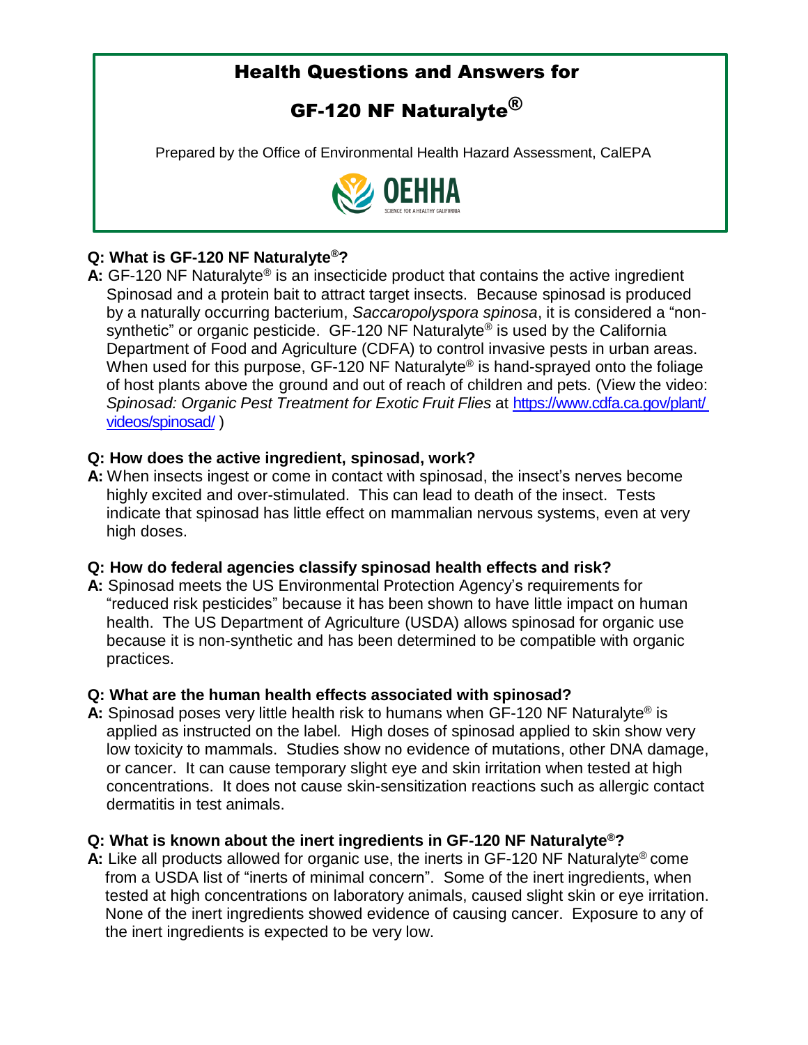# Health Questions and Answers for

# GF-120 NF Naturalyte®

Prepared by the Office of Environmental Health Hazard Assessment, CalEPA

OEHHA
SCIENCE FOR A HEALTHY CALIFORNIA

**Q: What is GF-120 NF Naturalyte®?**

**A:** GF-120 NF Naturalyte® is an insecticide product that contains the active ingredient Spinosad and a protein bait to attract target insects. Because spinosad is produced by a naturally occurring bacterium, *Saccaropolyspora spinosa*, it is considered a "non-synthetic" or organic pesticide. GF-120 NF Naturalyte® is used by the California Department of Food and Agriculture (CDFA) to control invasive pests in urban areas. When used for this purpose, GF-120 NF Naturalyte® is hand-sprayed onto the foliage of host plants above the ground and out of reach of children and pets. (View the video: *Spinosad: Organic Pest Treatment for Exotic Fruit Flies* at [https://www.cdfa.ca.gov/plant/videos/spinosad/](https://www.cdfa.ca.gov/plant/videos/spinosad/) )

**Q: How does the active ingredient, spinosad, work?**

**A:** When insects ingest or come in contact with spinosad, the insect's nerves become highly excited and over-stimulated. This can lead to death of the insect. Tests indicate that spinosad has little effect on mammalian nervous systems, even at very high doses.

**Q: How do federal agencies classify spinosad health effects and risk?**

**A:** Spinosad meets the US Environmental Protection Agency's requirements for "reduced risk pesticides" because it has been shown to have little impact on human health. The US Department of Agriculture (USDA) allows spinosad for organic use because it is non-synthetic and has been determined to be compatible with organic practices.

**Q: What are the human health effects associated with spinosad?**

**A:** Spinosad poses very little health risk to humans when GF-120 NF Naturalyte® is applied as instructed on the label. High doses of spinosad applied to skin show very low toxicity to mammals. Studies show no evidence of mutations, other DNA damage, or cancer. It can cause temporary slight eye and skin irritation when tested at high concentrations. It does not cause skin-sensitization reactions such as allergic contact dermatitis in test animals.

**Q: What is known about the inert ingredients in GF-120 NF Naturalyte®?**

**A:** Like all products allowed for organic use, the inerts in GF-120 NF Naturalyte® come from a USDA list of "inerts of minimal concern". Some of the inert ingredients, when tested at high concentrations on laboratory animals, caused slight skin or eye irritation. None of the inert ingredients showed evidence of causing cancer. Exposure to any of the inert ingredients is expected to be very low.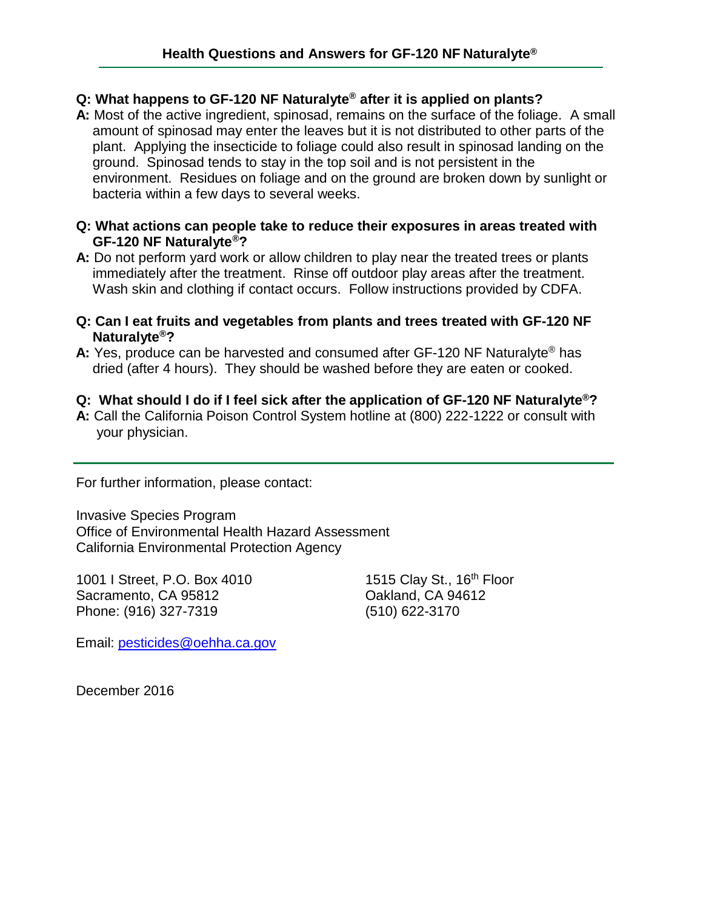## Health Questions and Answers for GF-120 NF Naturalyte®

**Q: What happens to GF-120 NF Naturalyte® after it is applied on plants?**

**A:** Most of the active ingredient, spinosad, remains on the surface of the foliage. A small amount of spinosad may enter the leaves but it is not distributed to other parts of the plant. Applying the insecticide to foliage could also result in spinosad landing on the ground. Spinosad tends to stay in the top soil and is not persistent in the environment. Residues on foliage and on the ground are broken down by sunlight or bacteria within a few days to several weeks.

**Q: What actions can people take to reduce their exposures in areas treated with GF-120 NF Naturalyte®?**

**A:** Do not perform yard work or allow children to play near the treated trees or plants immediately after the treatment. Rinse off outdoor play areas after the treatment. Wash skin and clothing if contact occurs. Follow instructions provided by CDFA.

**Q: Can I eat fruits and vegetables from plants and trees treated with GF-120 NF Naturalyte®?**

**A:** Yes, produce can be harvested and consumed after GF-120 NF Naturalyte® has dried (after 4 hours). They should be washed before they are eaten or cooked.

**Q: What should I do if I feel sick after the application of GF-120 NF Naturalyte®?**

**A:** Call the California Poison Control System hotline at (800) 222-1222 or consult with your physician.

---

For further information, please contact:

Invasive Species Program
Office of Environmental Health Hazard Assessment
California Environmental Protection Agency

1001 I Street, P.O. Box 4010
Sacramento, CA 95812
Phone: (916) 327-7319

1515 Clay St., 16th Floor
Oakland, CA 94612
(510) 622-3170

Email: pesticides@oehha.ca.gov

December 2016